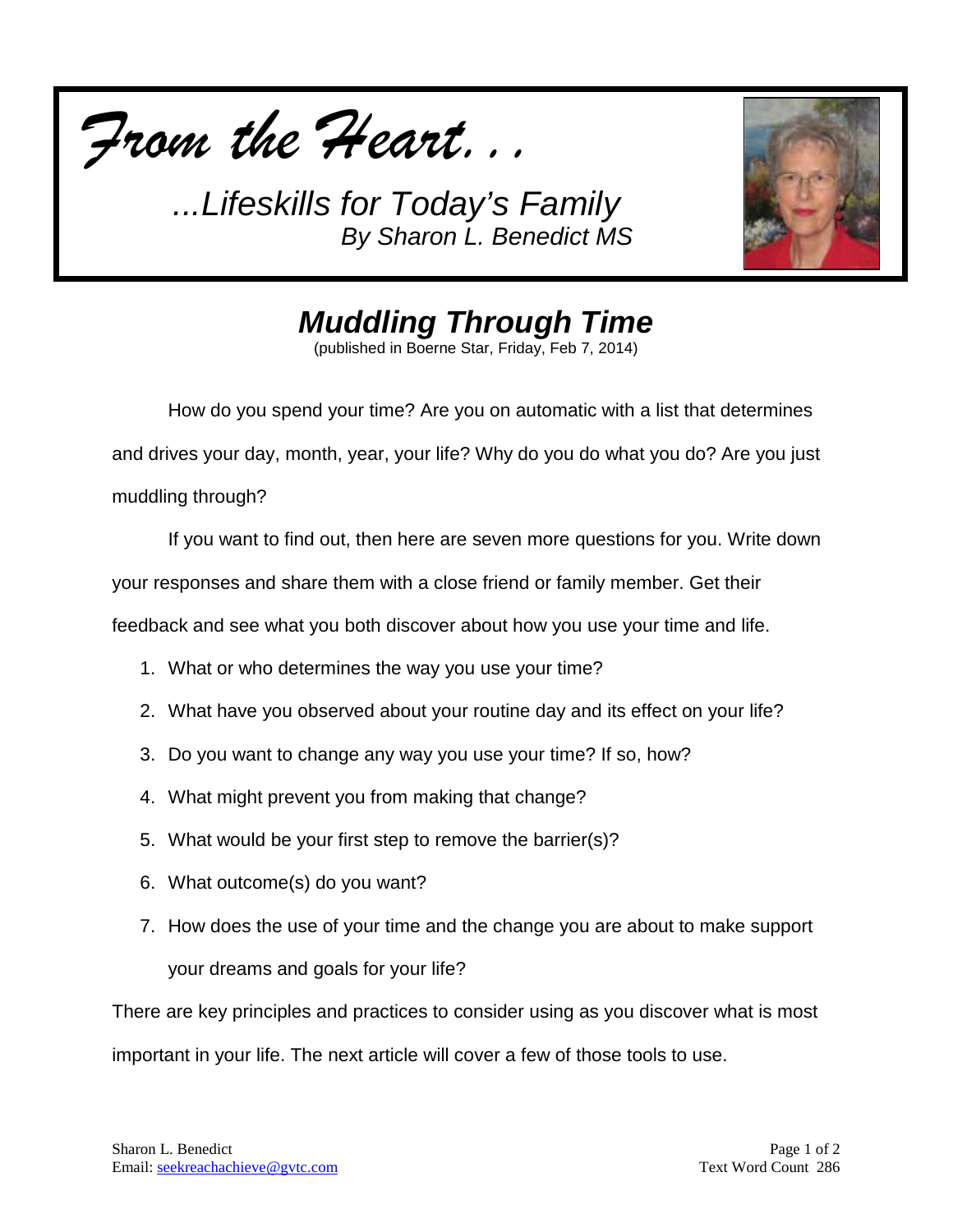*From the Heart…*

*…Lifeskills for Today's Family*
*By Sharon L. Benedict MS*

# *Muddling Through Time*

(published in Boerne Star, Friday, Feb 7, 2014)

How do you spend your time? Are you on automatic with a list that determines and drives your day, month, year, your life? Why do you do what you do? Are you just muddling through?

If you want to find out, then here are seven more questions for you. Write down your responses and share them with a close friend or family member. Get their feedback and see what you both discover about how you use your time and life.

1. What or who determines the way you use your time?
2. What have you observed about your routine day and its effect on your life?
3. Do you want to change any way you use your time? If so, how?
4. What might prevent you from making that change?
5. What would be your first step to remove the barrier(s)?
6. What outcome(s) do you want?
7. How does the use of your time and the change you are about to make support your dreams and goals for your life?

There are key principles and practices to consider using as you discover what is most important in your life. The next article will cover a few of those tools to use.

Sharon L. Benedict
Email: seekreachachieve@gvtc.com

Text Word Count 286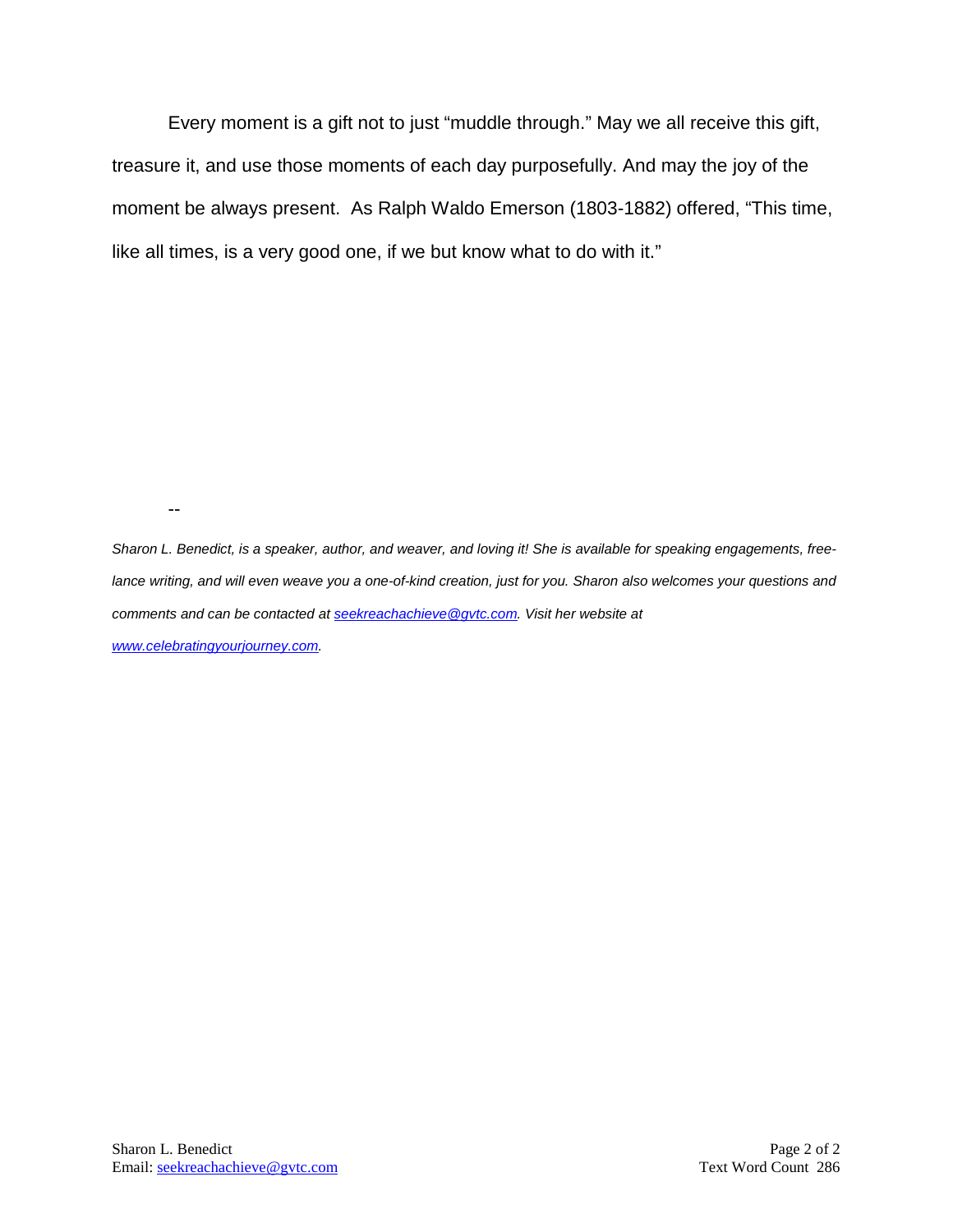Every moment is a gift not to just "muddle through." May we all receive this gift, treasure it, and use those moments of each day purposefully. And may the joy of the moment be always present. As Ralph Waldo Emerson (1803-1882) offered, "This time, like all times, is a very good one, if we but know what to do with it."

--

*Sharon L. Benedict, is a speaker, author, and weaver, and loving it! She is available for speaking engagements, free-lance writing, and will even weave you a one-of-kind creation, just for you. Sharon also welcomes your questions and comments and can be contacted at [seekreachachieve@gvtc.com](mailto:seekreachachieve@gvtc.com). Visit her website at [www.celebratingyourjourney.com](http://www.celebratingyourjourney.com).*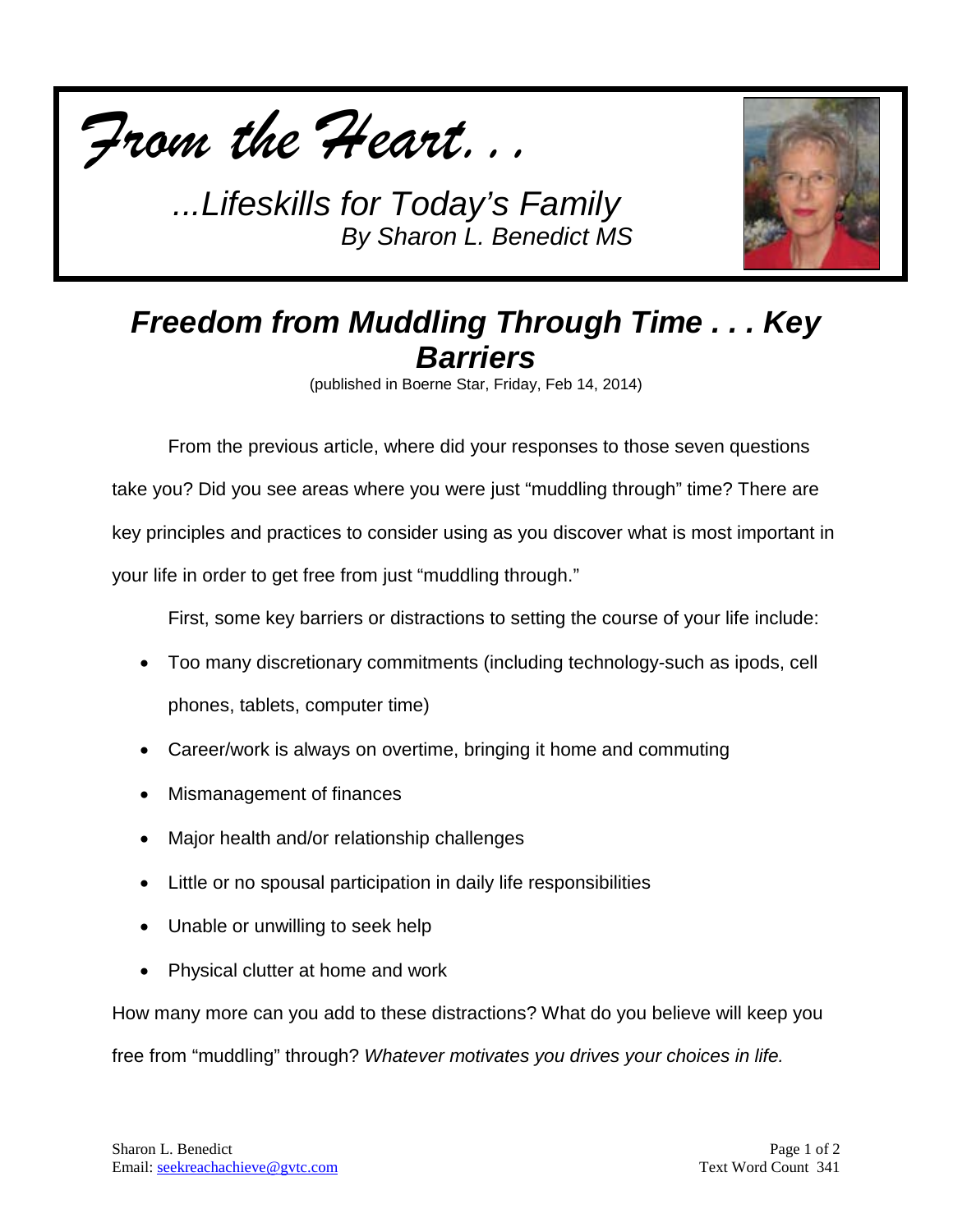*From the Heart…*

*...Lifeskills for Today's Family*
*By Sharon L. Benedict MS*

# *Freedom from Muddling Through Time . . . Key Barriers*

(published in Boerne Star, Friday, Feb 14, 2014)

From the previous article, where did your responses to those seven questions take you? Did you see areas where you were just "muddling through" time? There are key principles and practices to consider using as you discover what is most important in your life in order to get free from just "muddling through."

First, some key barriers or distractions to setting the course of your life include:

- Too many discretionary commitments (including technology-such as ipods, cell phones, tablets, computer time)
- Career/work is always on overtime, bringing it home and commuting
- Mismanagement of finances
- Major health and/or relationship challenges
- Little or no spousal participation in daily life responsibilities
- Unable or unwilling to seek help
- Physical clutter at home and work

How many more can you add to these distractions? What do you believe will keep you free from "muddling" through? *Whatever motivates you drives your choices in life.*

Sharon L. Benedict
Email: seekreachachieve@gvtc.com

Text Word Count 341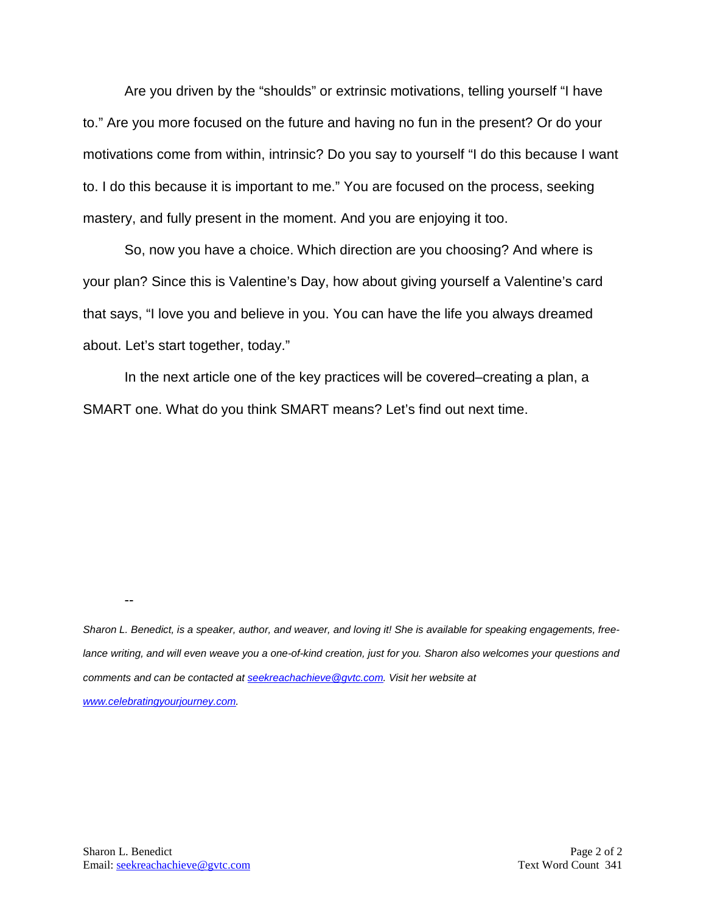Are you driven by the “shoulds” or extrinsic motivations, telling yourself “I have to.” Are you more focused on the future and having no fun in the present? Or do your motivations come from within, intrinsic? Do you say to yourself “I do this because I want to. I do this because it is important to me.” You are focused on the process, seeking mastery, and fully present in the moment. And you are enjoying it too.

So, now you have a choice. Which direction are you choosing? And where is your plan? Since this is Valentine’s Day, how about giving yourself a Valentine’s card that says, “I love you and believe in you. You can have the life you always dreamed about. Let’s start together, today.”

In the next article one of the key practices will be covered–creating a plan, a SMART one. What do you think SMART means? Let’s find out next time.

--

*Sharon L. Benedict, is a speaker, author, and weaver, and loving it! She is available for speaking engagements, free-lance writing, and will even weave you a one-of-kind creation, just for you. Sharon also welcomes your questions and comments and can be contacted at [seekreachachieve@gvtc.com](mailto:seekreachachieve@gvtc.com). Visit her website at [www.celebratingyourjourney.com](http://www.celebratingyourjourney.com).*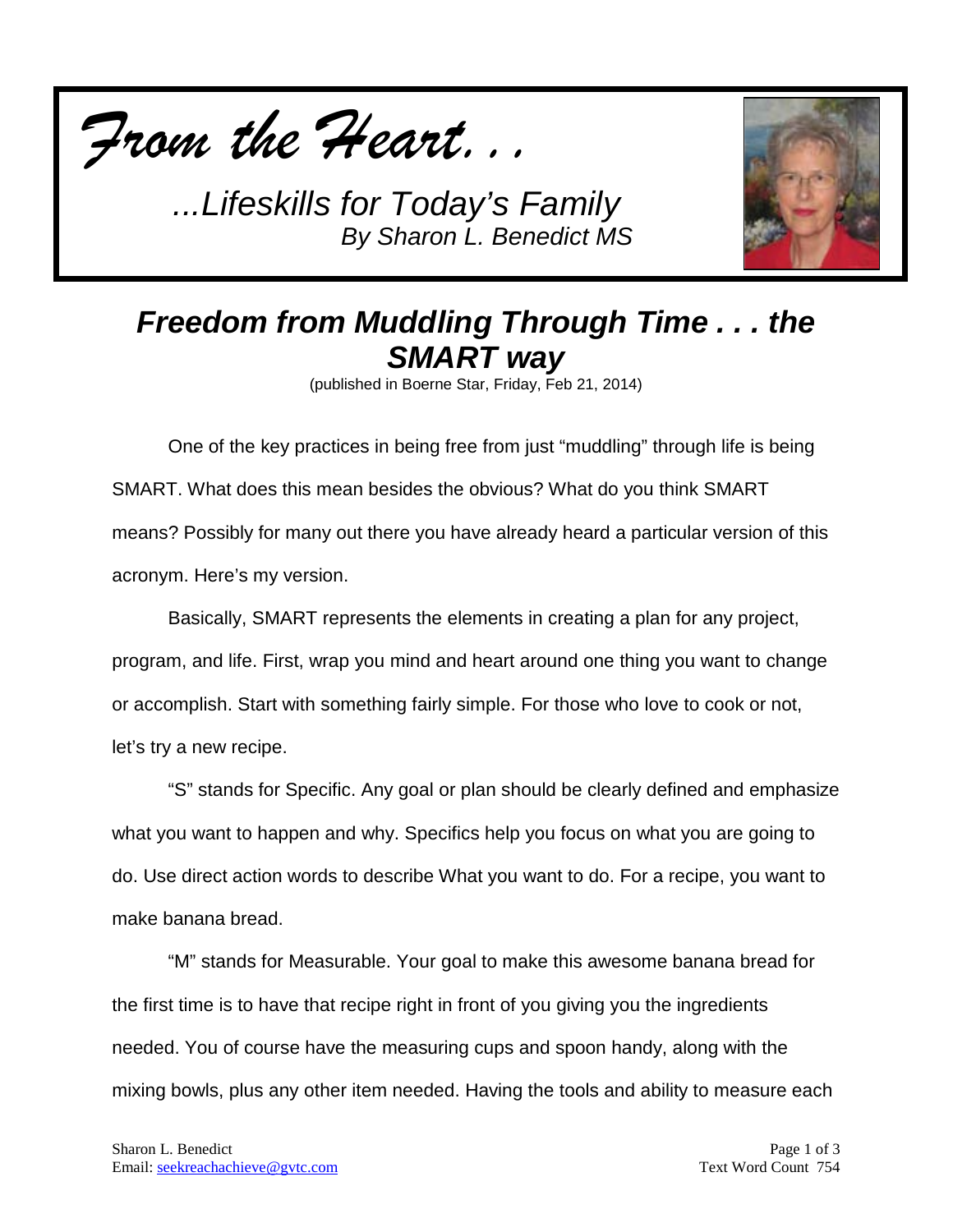*From the Heart. . .*

*...Lifeskills for Today's Family*
*By Sharon L. Benedict MS*

# *Freedom from Muddling Through Time . . . the SMART way*

(published in Boerne Star, Friday, Feb 21, 2014)

One of the key practices in being free from just "muddling" through life is being SMART. What does this mean besides the obvious? What do you think SMART means? Possibly for many out there you have already heard a particular version of this acronym. Here's my version.

Basically, SMART represents the elements in creating a plan for any project, program, and life. First, wrap you mind and heart around one thing you want to change or accomplish. Start with something fairly simple. For those who love to cook or not, let's try a new recipe.

"S" stands for Specific. Any goal or plan should be clearly defined and emphasize what you want to happen and why. Specifics help you focus on what you are going to do. Use direct action words to describe What you want to do. For a recipe, you want to make banana bread.

"M" stands for Measurable. Your goal to make this awesome banana bread for the first time is to have that recipe right in front of you giving you the ingredients needed. You of course have the measuring cups and spoon handy, along with the mixing bowls, plus any other item needed. Having the tools and ability to measure each

Sharon L. Benedict
Email: seekreachachieve@gvtc.com

Text Word Count 754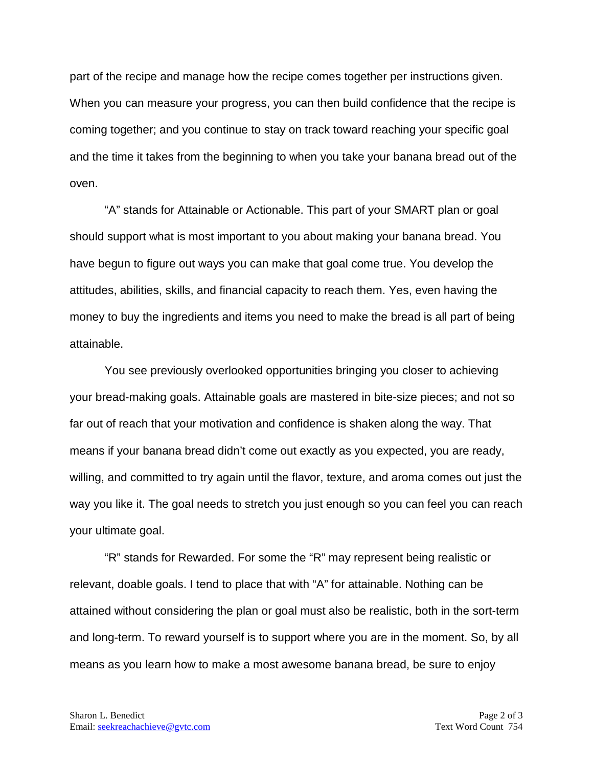part of the recipe and manage how the recipe comes together per instructions given. When you can measure your progress, you can then build confidence that the recipe is coming together; and you continue to stay on track toward reaching your specific goal and the time it takes from the beginning to when you take your banana bread out of the oven.

"A" stands for Attainable or Actionable. This part of your SMART plan or goal should support what is most important to you about making your banana bread. You have begun to figure out ways you can make that goal come true. You develop the attitudes, abilities, skills, and financial capacity to reach them. Yes, even having the money to buy the ingredients and items you need to make the bread is all part of being attainable.

You see previously overlooked opportunities bringing you closer to achieving your bread-making goals. Attainable goals are mastered in bite-size pieces; and not so far out of reach that your motivation and confidence is shaken along the way. That means if your banana bread didn't come out exactly as you expected, you are ready, willing, and committed to try again until the flavor, texture, and aroma comes out just the way you like it. The goal needs to stretch you just enough so you can feel you can reach your ultimate goal.

"R" stands for Rewarded. For some the "R" may represent being realistic or relevant, doable goals. I tend to place that with "A" for attainable. Nothing can be attained without considering the plan or goal must also be realistic, both in the sort-term and long-term. To reward yourself is to support where you are in the moment. So, by all means as you learn how to make a most awesome banana bread, be sure to enjoy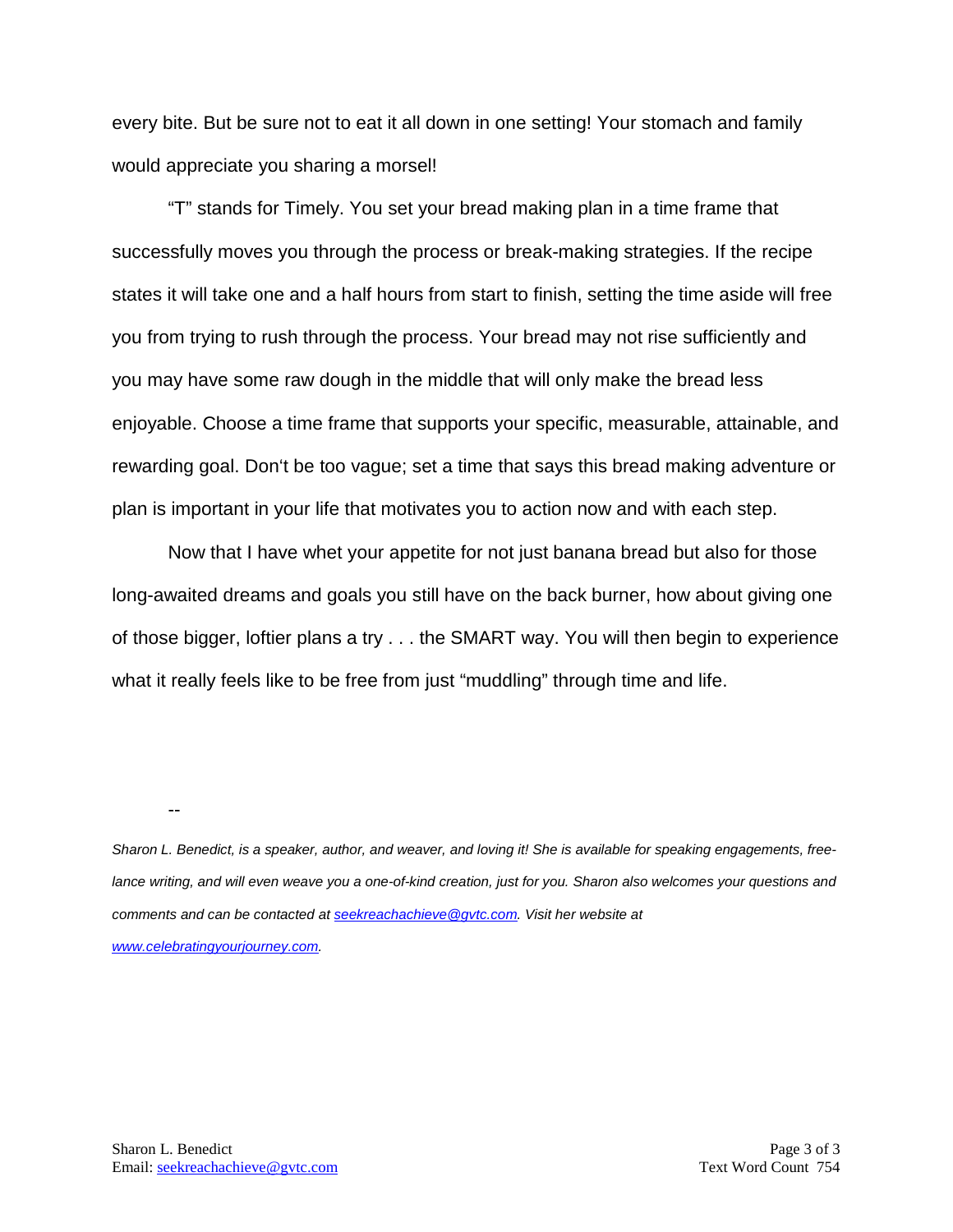every bite. But be sure not to eat it all down in one setting! Your stomach and family would appreciate you sharing a morsel!

"T" stands for Timely. You set your bread making plan in a time frame that successfully moves you through the process or break-making strategies. If the recipe states it will take one and a half hours from start to finish, setting the time aside will free you from trying to rush through the process. Your bread may not rise sufficiently and you may have some raw dough in the middle that will only make the bread less enjoyable. Choose a time frame that supports your specific, measurable, attainable, and rewarding goal. Don't be too vague; set a time that says this bread making adventure or plan is important in your life that motivates you to action now and with each step.

Now that I have whet your appetite for not just banana bread but also for those long-awaited dreams and goals you still have on the back burner, how about giving one of those bigger, loftier plans a try . . . the SMART way. You will then begin to experience what it really feels like to be free from just "muddling" through time and life.

--

*Sharon L. Benedict, is a speaker, author, and weaver, and loving it! She is available for speaking engagements, free-lance writing, and will even weave you a one-of-kind creation, just for you. Sharon also welcomes your questions and comments and can be contacted at [seekreachachieve@gvtc.com](mailto:seekreachachieve@gvtc.com). Visit her website at [www.celebratingyourjourney.com](http://www.celebratingyourjourney.com).*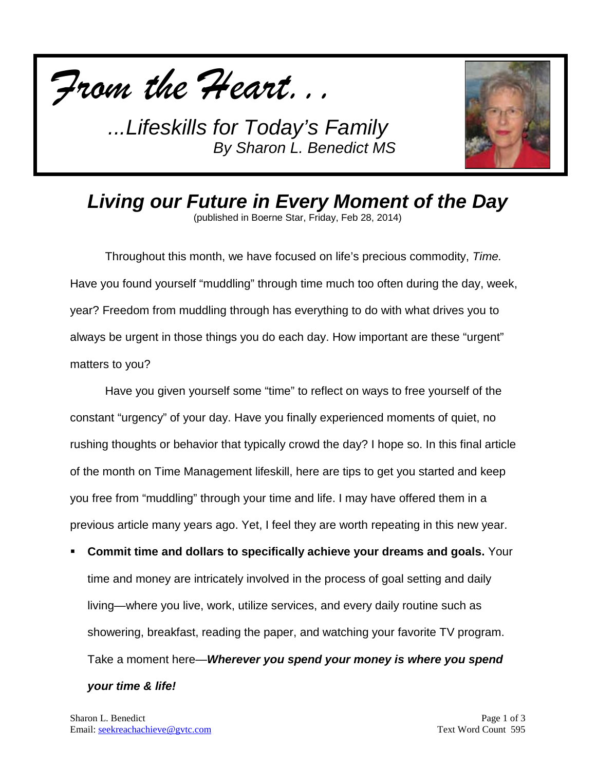*From the Heart…*

*...Lifeskills for Today's Family*
*By Sharon L. Benedict MS*

# *Living our Future in Every Moment of the Day*

(published in Boerne Star, Friday, Feb 28, 2014)

Throughout this month, we have focused on life's precious commodity, *Time.* Have you found yourself "muddling" through time much too often during the day, week, year? Freedom from muddling through has everything to do with what drives you to always be urgent in those things you do each day. How important are these "urgent" matters to you?

Have you given yourself some "time" to reflect on ways to free yourself of the constant "urgency" of your day. Have you finally experienced moments of quiet, no rushing thoughts or behavior that typically crowd the day? I hope so. In this final article of the month on Time Management lifeskill, here are tips to get you started and keep you free from "muddling" through your time and life. I may have offered them in a previous article many years ago. Yet, I feel they are worth repeating in this new year.

- **Commit time and dollars to specifically achieve your dreams and goals.** Your time and money are intricately involved in the process of goal setting and daily living—where you live, work, utilize services, and every daily routine such as showering, breakfast, reading the paper, and watching your favorite TV program. Take a moment here—***Wherever you spend your money is where you spend your time & life!***

Sharon L. Benedict
Email: seekreachachieve@gvtc.com

Text Word Count 595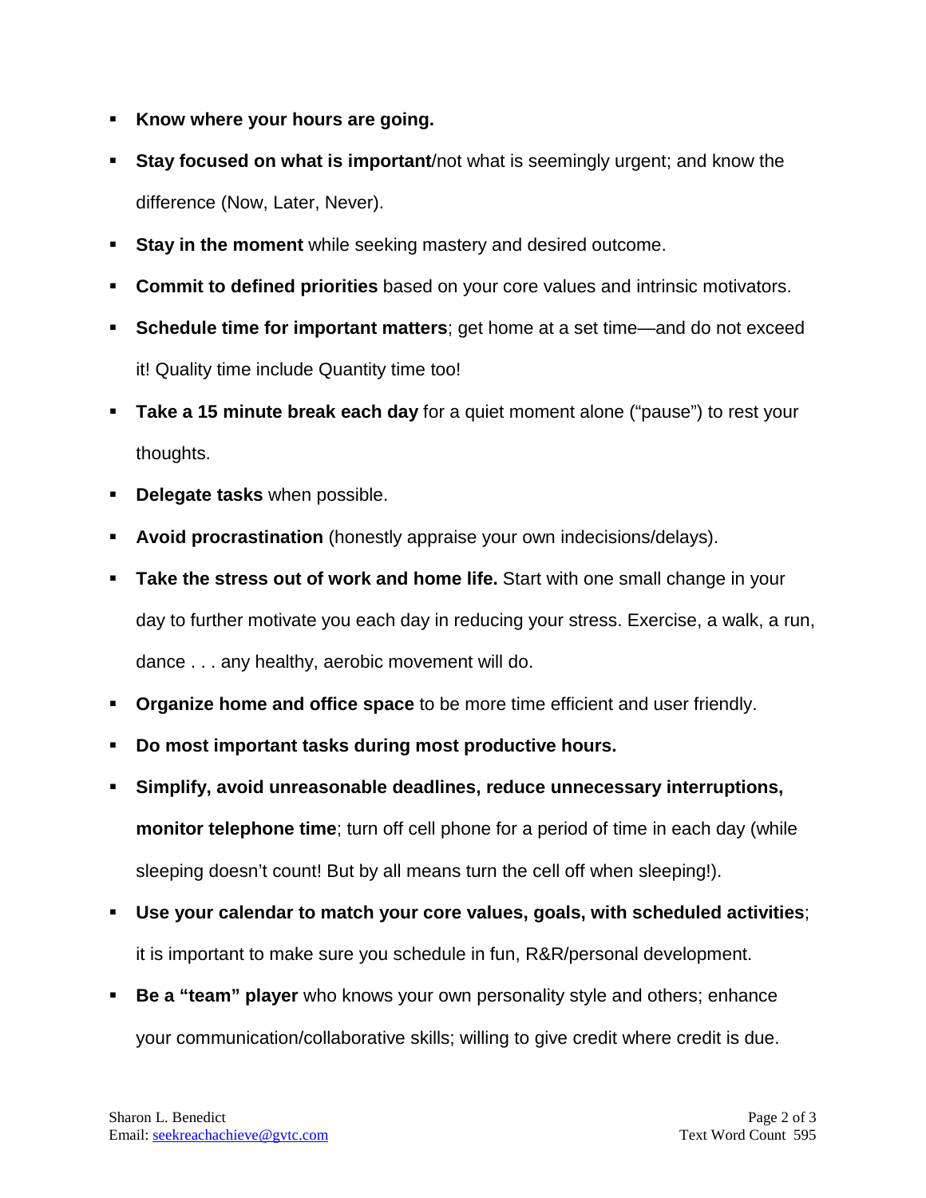- **Know where your hours are going.**
- **Stay focused on what is important**/not what is seemingly urgent; and know the difference (Now, Later, Never).
- **Stay in the moment** while seeking mastery and desired outcome.
- **Commit to defined priorities** based on your core values and intrinsic motivators.
- **Schedule time for important matters**; get home at a set time—and do not exceed it! Quality time include Quantity time too!
- **Take a 15 minute break each day** for a quiet moment alone ("pause") to rest your thoughts.
- **Delegate tasks** when possible.
- **Avoid procrastination** (honestly appraise your own indecisions/delays).
- **Take the stress out of work and home life.** Start with one small change in your day to further motivate you each day in reducing your stress. Exercise, a walk, a run, dance . . . any healthy, aerobic movement will do.
- **Organize home and office space** to be more time efficient and user friendly.
- **Do most important tasks during most productive hours.**
- **Simplify, avoid unreasonable deadlines, reduce unnecessary interruptions, monitor telephone time**; turn off cell phone for a period of time in each day (while sleeping doesn't count! But by all means turn the cell off when sleeping!).
- **Use your calendar to match your core values, goals, with scheduled activities**; it is important to make sure you schedule in fun, R&R/personal development.
- **Be a "team" player** who knows your own personality style and others; enhance your communication/collaborative skills; willing to give credit where credit is due.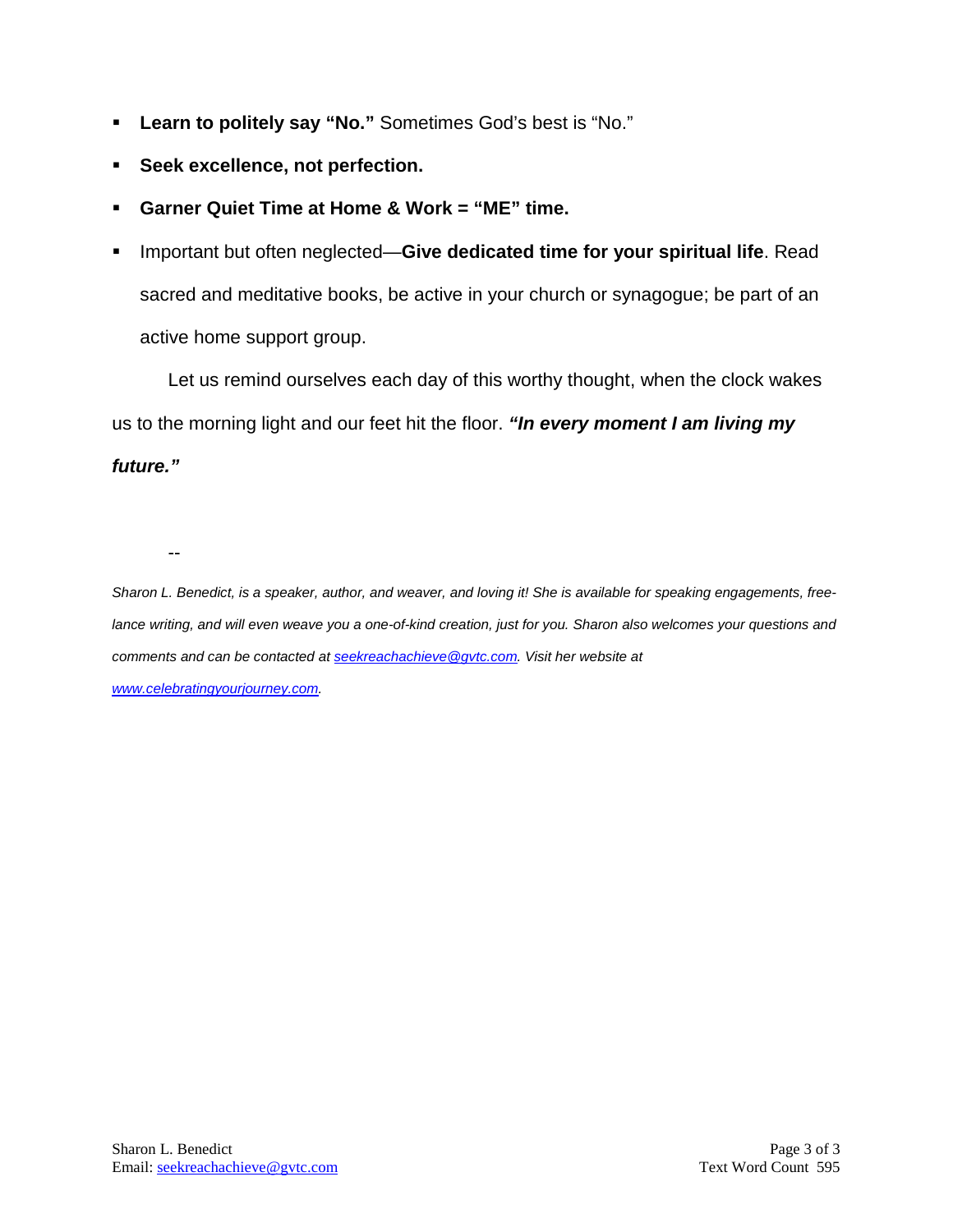- **Learn to politely say "No."** Sometimes God's best is "No."
- **Seek excellence, not perfection.**
- **Garner Quiet Time at Home & Work = "ME" time.**
- Important but often neglected—**Give dedicated time for your spiritual life**. Read sacred and meditative books, be active in your church or synagogue; be part of an active home support group.

Let us remind ourselves each day of this worthy thought, when the clock wakes us to the morning light and our feet hit the floor. ***"In every moment I am living my future."***

--

*Sharon L. Benedict, is a speaker, author, and weaver, and loving it! She is available for speaking engagements, free-lance writing, and will even weave you a one-of-kind creation, just for you. Sharon also welcomes your questions and comments and can be contacted at [seekreachachieve@gvtc.com](mailto:seekreachachieve@gvtc.com). Visit her website at [www.celebratingyourjourney.com](http://www.celebratingyourjourney.com).*